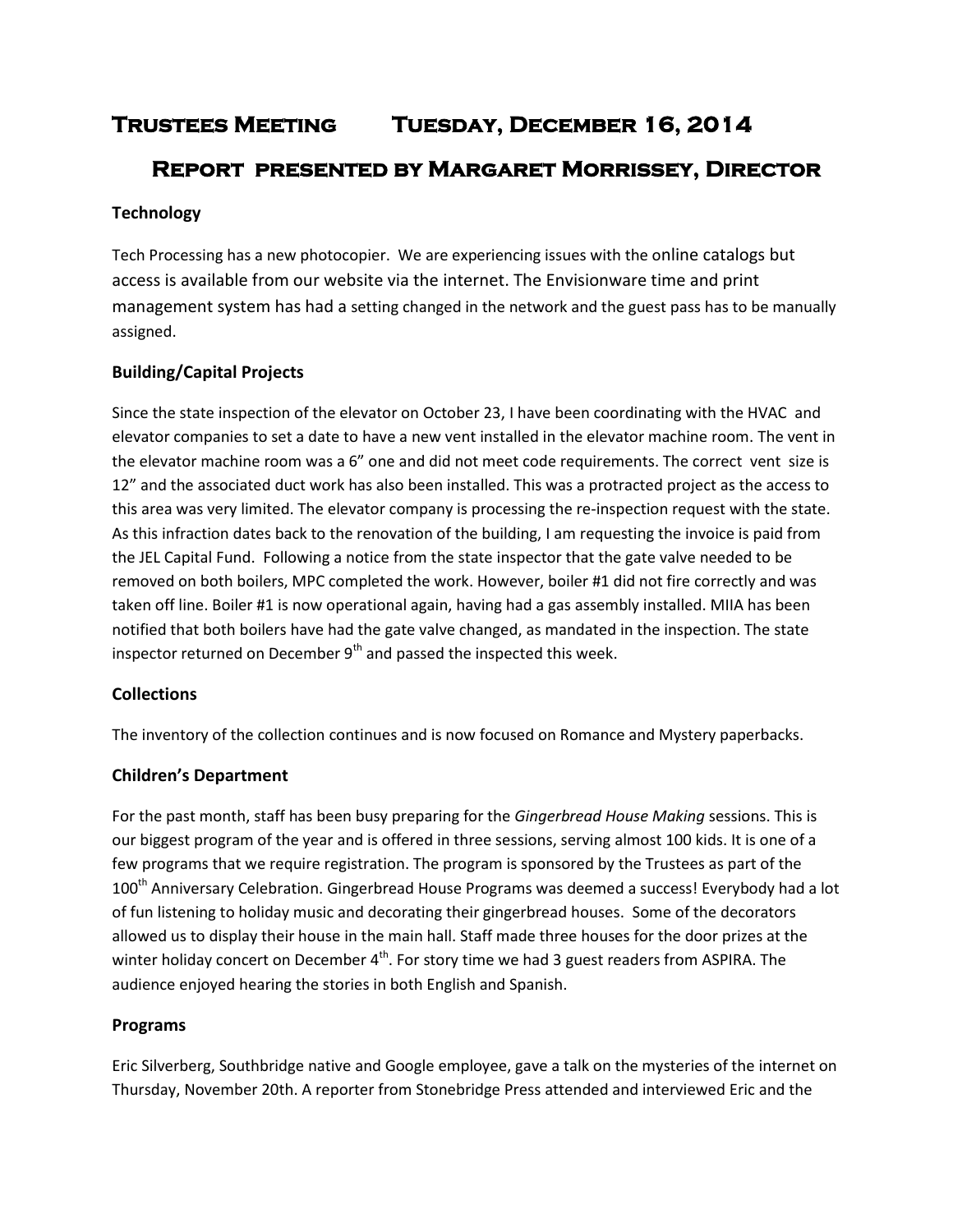# Trustees Meeting Tuesday, December 16, 2014

# Report presented by Margaret Morrissey, Director

## Technology

Tech Processing has a new photocopier. We are experiencing issues with the online catalogs but access is available from our website via the internet. The Envisionware time and print management system has had a setting changed in the network and the guest pass has to be manually assigned.

## Building/Capital Projects

Since the state inspection of the elevator on October 23, I have been coordinating with the HVAC and elevator companies to set a date to have a new vent installed in the elevator machine room. The vent in the elevator machine room was a 6" one and did not meet code requirements. The correct vent size is 12" and the associated duct work has also been installed. This was a protracted project as the access to this area was very limited. The elevator company is processing the re-inspection request with the state. As this infraction dates back to the renovation of the building, I am requesting the invoice is paid from the JEL Capital Fund. Following a notice from the state inspector that the gate valve needed to be removed on both boilers, MPC completed the work. However, boiler #1 did not fire correctly and was taken off line. Boiler #1 is now operational again, having had a gas assembly installed. MIIA has been notified that both boilers have had the gate valve changed, as mandated in the inspection. The state inspector returned on December 9th and passed the inspected this week.

## Collections

The inventory of the collection continues and is now focused on Romance and Mystery paperbacks.

## Children's Department

For the past month, staff has been busy preparing for the *Gingerbread House Making* sessions. This is our biggest program of the year and is offered in three sessions, serving almost 100 kids. It is one of a few programs that we require registration. The program is sponsored by the Trustees as part of the 100th Anniversary Celebration. Gingerbread House Programs was deemed a success! Everybody had a lot of fun listening to holiday music and decorating their gingerbread houses. Some of the decorators allowed us to display their house in the main hall. Staff made three houses for the door prizes at the winter holiday concert on December 4th. For story time we had 3 guest readers from ASPIRA. The audience enjoyed hearing the stories in both English and Spanish.

## Programs

Eric Silverberg, Southbridge native and Google employee, gave a talk on the mysteries of the internet on Thursday, November 20th. A reporter from Stonebridge Press attended and interviewed Eric and the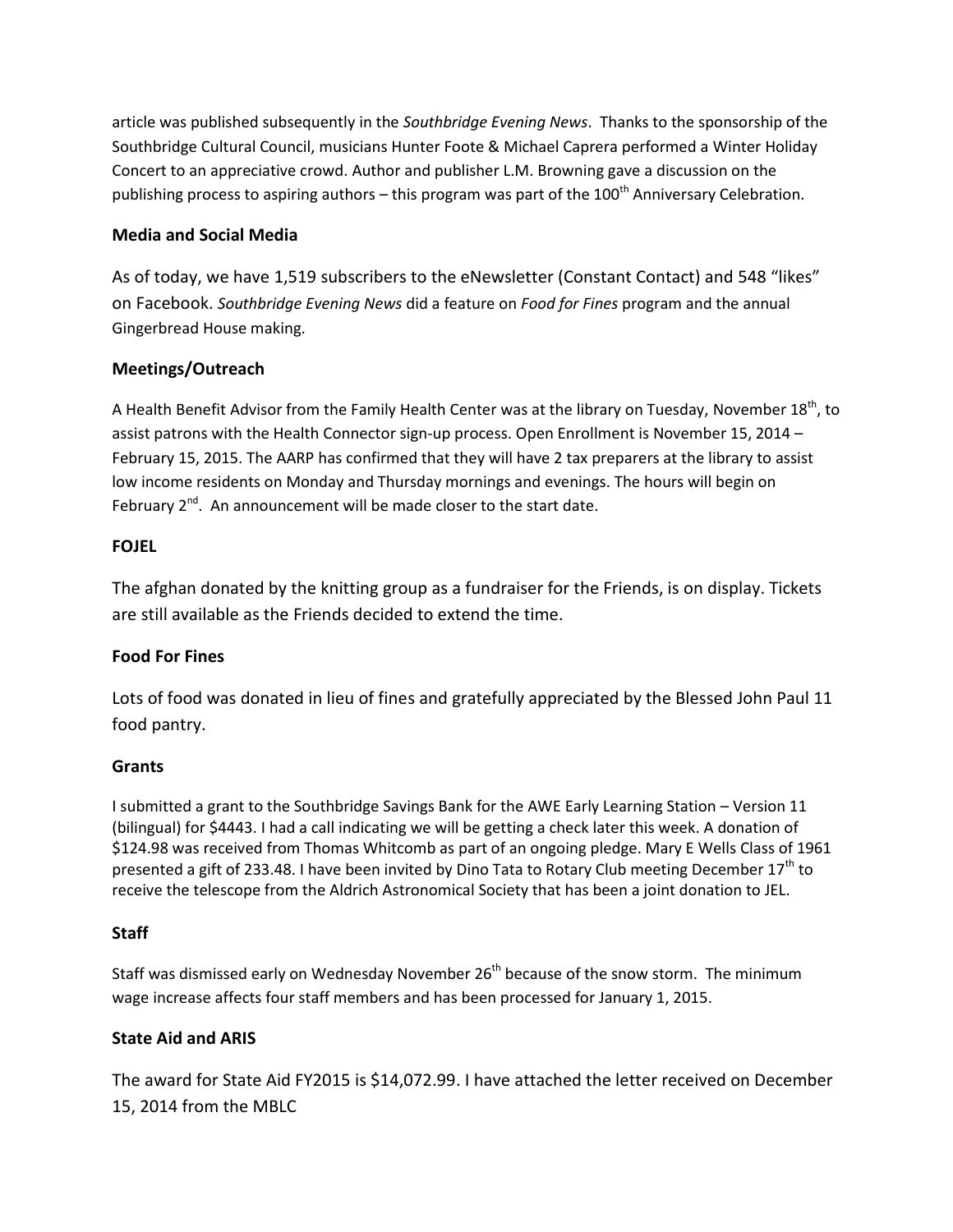article was published subsequently in the *Southbridge Evening News*. Thanks to the sponsorship of the Southbridge Cultural Council, musicians Hunter Foote & Michael Caprera performed a Winter Holiday Concert to an appreciative crowd. Author and publisher L.M. Browning gave a discussion on the publishing process to aspiring authors – this program was part of the 100th Anniversary Celebration.

### Media and Social Media

As of today, we have 1,519 subscribers to the eNewsletter (Constant Contact) and 548 "likes" on Facebook. *Southbridge Evening News* did a feature on *Food for Fines* program and the annual Gingerbread House making.

### Meetings/Outreach

A Health Benefit Advisor from the Family Health Center was at the library on Tuesday, November 18th, to assist patrons with the Health Connector sign-up process. Open Enrollment is November 15, 2014 – February 15, 2015. The AARP has confirmed that they will have 2 tax preparers at the library to assist low income residents on Monday and Thursday mornings and evenings. The hours will begin on February 2nd. An announcement will be made closer to the start date.

### FOJEL

The afghan donated by the knitting group as a fundraiser for the Friends, is on display. Tickets are still available as the Friends decided to extend the time.

### Food For Fines

Lots of food was donated in lieu of fines and gratefully appreciated by the Blessed John Paul 11 food pantry.

### Grants

I submitted a grant to the Southbridge Savings Bank for the AWE Early Learning Station – Version 11 (bilingual) for $4443. I had a call indicating we will be getting a check later this week. A donation of $124.98 was received from Thomas Whitcomb as part of an ongoing pledge. Mary E Wells Class of 1961 presented a gift of 233.48. I have been invited by Dino Tata to Rotary Club meeting December 17th to receive the telescope from the Aldrich Astronomical Society that has been a joint donation to JEL.

### Staff

Staff was dismissed early on Wednesday November 26th because of the snow storm. The minimum wage increase affects four staff members and has been processed for January 1, 2015.

### State Aid and ARIS

The award for State Aid FY2015 is $14,072.99. I have attached the letter received on December 15, 2014 from the MBLC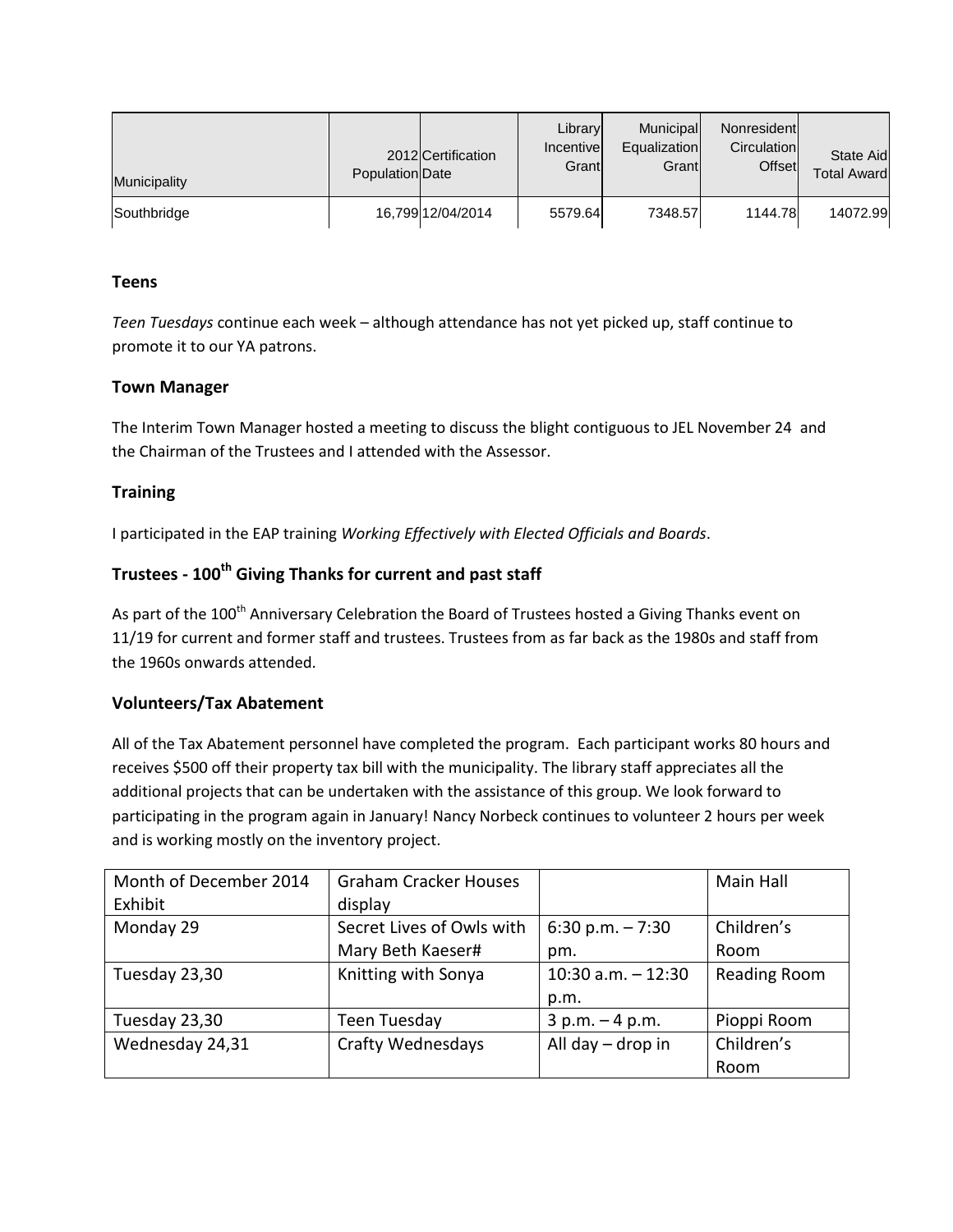| Municipality | 2012 Population | Certification Date | Library Incentive Grant | Municipal Equalization Grant | Nonresident Circulation Offset | State Aid Total Award |
|---|---|---|---|---|---|---|
| Southbridge | 16,799 | 12/04/2014 | 5579.64 | 7348.57 | 1144.78 | 14072.99 |

### Teens

*Teen Tuesdays* continue each week – although attendance has not yet picked up, staff continue to promote it to our YA patrons.

### Town Manager

The Interim Town Manager hosted a meeting to discuss the blight contiguous to JEL November 24 and the Chairman of the Trustees and I attended with the Assessor.

### Training

I participated in the EAP training *Working Effectively with Elected Officials and Boards*.

### Trustees - 100th Giving Thanks for current and past staff

As part of the 100th Anniversary Celebration the Board of Trustees hosted a Giving Thanks event on 11/19 for current and former staff and trustees. Trustees from as far back as the 1980s and staff from the 1960s onwards attended.

### Volunteers/Tax Abatement

All of the Tax Abatement personnel have completed the program. Each participant works 80 hours and receives $500 off their property tax bill with the municipality. The library staff appreciates all the additional projects that can be undertaken with the assistance of this group. We look forward to participating in the program again in January! Nancy Norbeck continues to volunteer 2 hours per week and is working mostly on the inventory project.

| Month of December 2014 Exhibit | Graham Cracker Houses display | | Main Hall |
|---|---|---|---|
| Monday 29 | Secret Lives of Owls with Mary Beth Kaeser# | 6:30 p.m. – 7:30 pm. | Children's Room |
| Tuesday 23,30 | Knitting with Sonya | 10:30 a.m. – 12:30 p.m. | Reading Room |
| Tuesday 23,30 | Teen Tuesday | 3 p.m. – 4 p.m. | Pioppi Room |
| Wednesday 24,31 | Crafty Wednesdays | All day – drop in | Children's Room |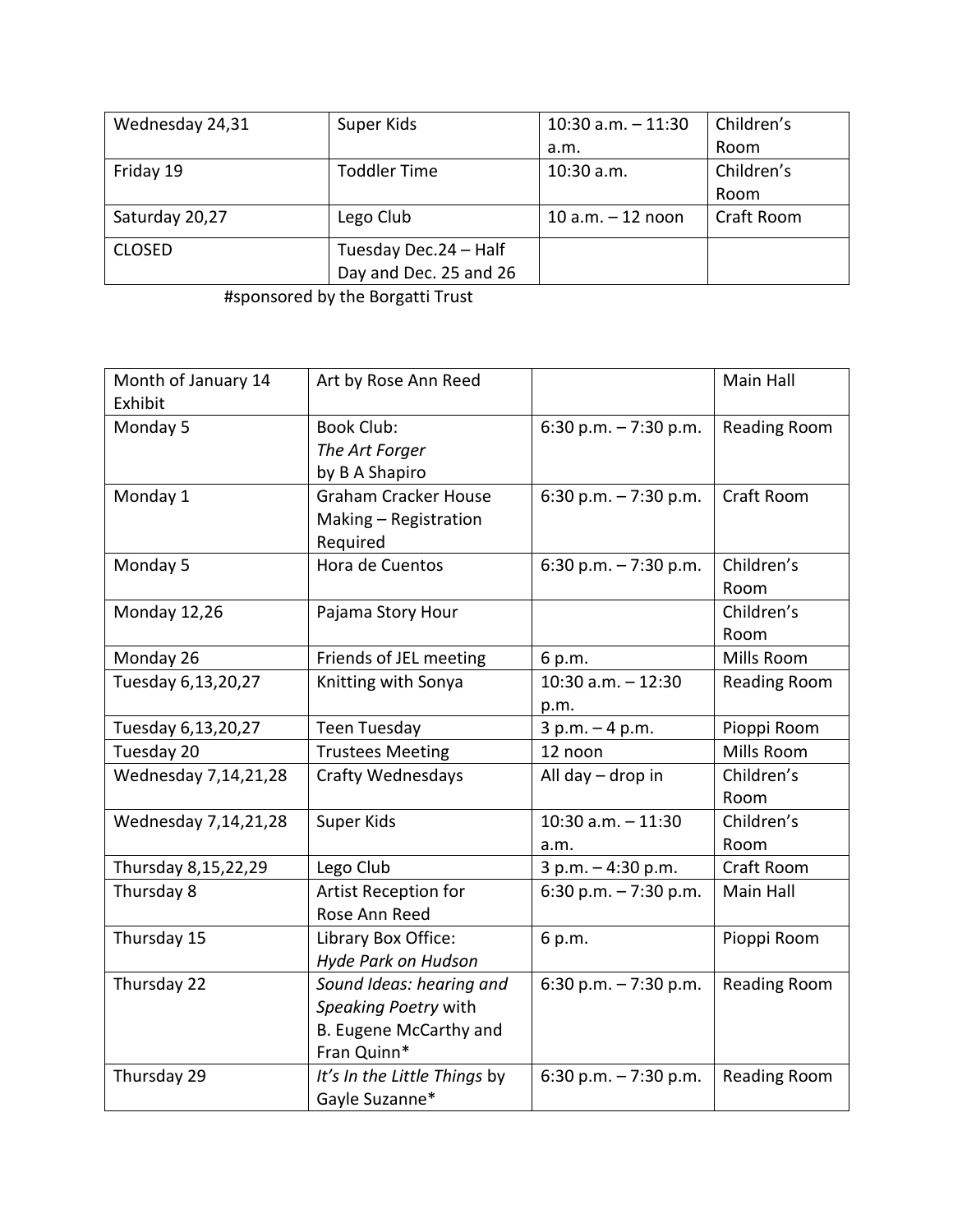| | | | |
|---|---|---|---|
| Wednesday 24,31 | Super Kids | 10:30 a.m. – 11:30 a.m. | Children's Room |
| Friday 19 | Toddler Time | 10:30 a.m. | Children's Room |
| Saturday 20,27 | Lego Club | 10 a.m. – 12 noon | Craft Room |
| CLOSED | Tuesday Dec.24 – Half Day and Dec. 25 and 26 | | |

#sponsored by the Borgatti Trust

| | | | |
|---|---|---|---|
| Month of January 14 Exhibit | Art by Rose Ann Reed | | Main Hall |
| Monday 5 | Book Club: *The Art Forger* by B A Shapiro | 6:30 p.m. – 7:30 p.m. | Reading Room |
| Monday 1 | Graham Cracker House Making – Registration Required | 6:30 p.m. – 7:30 p.m. | Craft Room |
| Monday 5 | Hora de Cuentos | 6:30 p.m. – 7:30 p.m. | Children's Room |
| Monday 12,26 | Pajama Story Hour | | Children's Room |
| Monday 26 | Friends of JEL meeting | 6 p.m. | Mills Room |
| Tuesday 6,13,20,27 | Knitting with Sonya | 10:30 a.m. – 12:30 p.m. | Reading Room |
| Tuesday 6,13,20,27 | Teen Tuesday | 3 p.m. – 4 p.m. | Pioppi Room |
| Tuesday 20 | Trustees Meeting | 12 noon | Mills Room |
| Wednesday 7,14,21,28 | Crafty Wednesdays | All day – drop in | Children's Room |
| Wednesday 7,14,21,28 | Super Kids | 10:30 a.m. – 11:30 a.m. | Children's Room |
| Thursday 8,15,22,29 | Lego Club | 3 p.m. – 4:30 p.m. | Craft Room |
| Thursday 8 | Artist Reception for Rose Ann Reed | 6:30 p.m. – 7:30 p.m. | Main Hall |
| Thursday 15 | Library Box Office: *Hyde Park on Hudson* | 6 p.m. | Pioppi Room |
| Thursday 22 | *Sound Ideas: hearing and Speaking Poetry* with B. Eugene McCarthy and Fran Quinn* | 6:30 p.m. – 7:30 p.m. | Reading Room |
| Thursday 29 | *It's In the Little Things* by Gayle Suzanne* | 6:30 p.m. – 7:30 p.m. | Reading Room |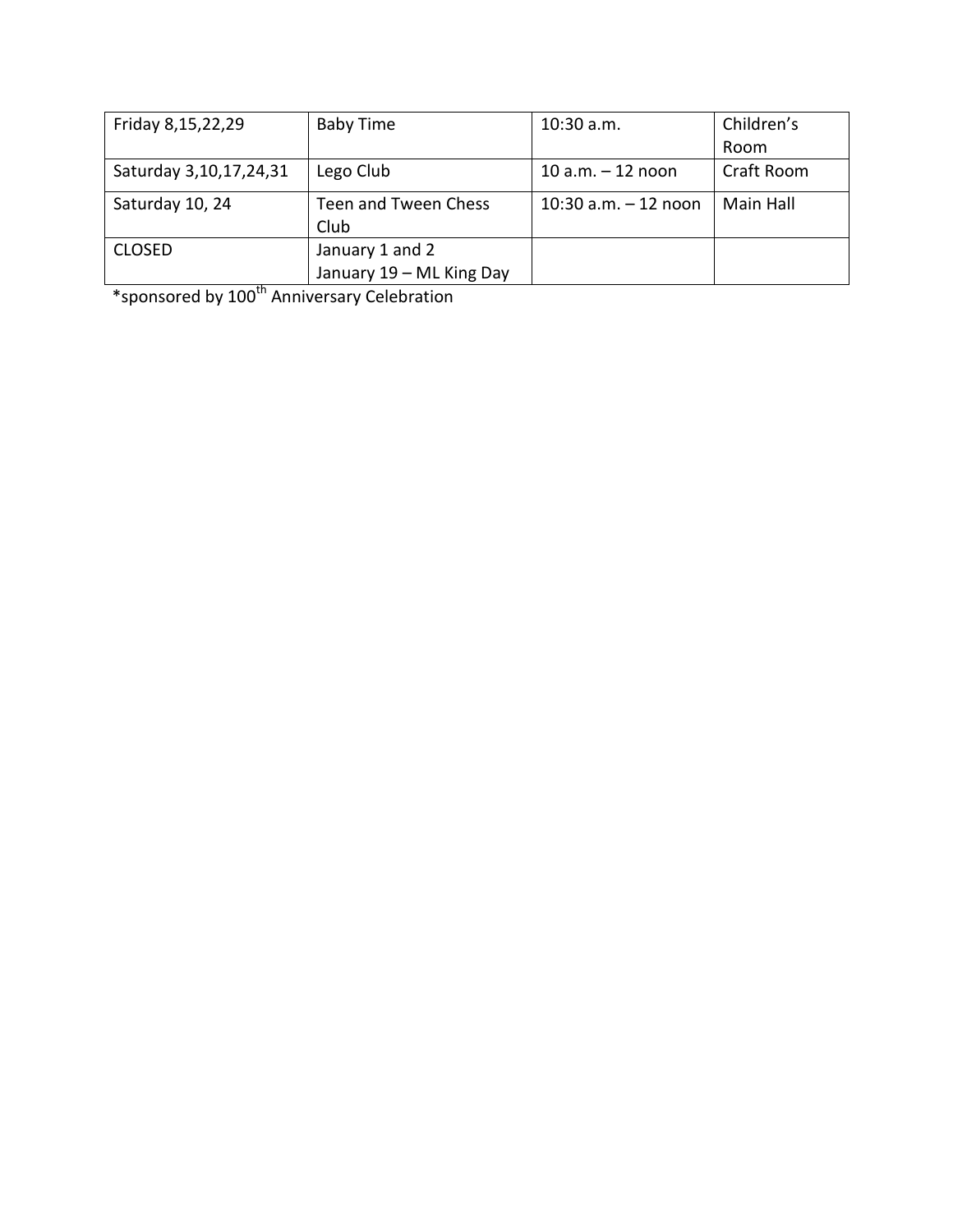| | | | |
|---|---|---|---|
| Friday 8,15,22,29 | Baby Time | 10:30 a.m. | Children's Room |
| Saturday 3,10,17,24,31 | Lego Club | 10 a.m. – 12 noon | Craft Room |
| Saturday 10, 24 | Teen and Tween Chess Club | 10:30 a.m. – 12 noon | Main Hall |
| CLOSED | January 1 and 2<br>January 19 – ML King Day | | |

*sponsored by 100th Anniversary Celebration